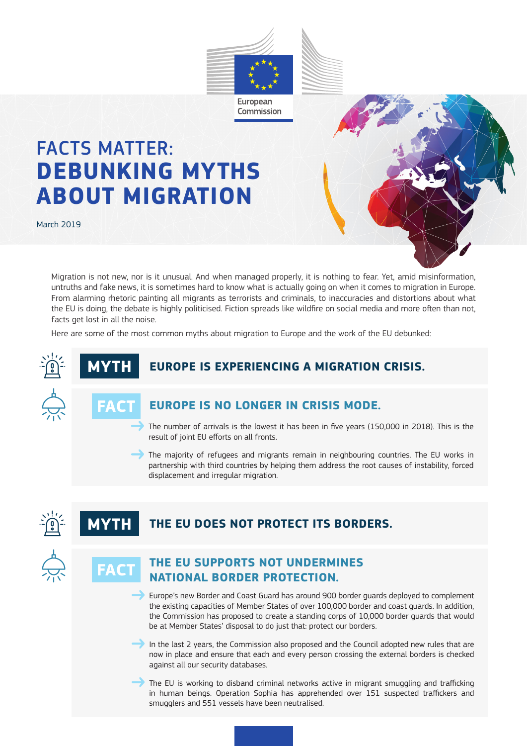European Commission

# FACTS MATTER: DEBUNKING MYTHS ABOUT MIGRATION

March 2019

Migration is not new, nor is it unusual. And when managed properly, it is nothing to fear. Yet, amid misinformation, untruths and fake news, it is sometimes hard to know what is actually going on when it comes to migration in Europe. From alarming rhetoric painting all migrants as terrorists and criminals, to inaccuracies and distortions about what the EU is doing, the debate is highly politicised. Fiction spreads like wildfire on social media and more often than not, facts get lost in all the noise.

Here are some of the most common myths about migration to Europe and the work of the EU debunked:

## MYTH: EUROPE IS EXPERIENCING A MIGRATION CRISIS.

## FACT: EUROPE IS NO LONGER IN CRISIS MODE.

- The number of arrivals is the lowest it has been in five years (150,000 in 2018). This is the result of joint EU efforts on all fronts.
- The majority of refugees and migrants remain in neighbouring countries. The EU works in partnership with third countries by helping them address the root causes of instability, forced displacement and irregular migration.

## MYTH: THE EU DOES NOT PROTECT ITS BORDERS.

## FACT: THE EU SUPPORTS NOT UNDERMINES NATIONAL BORDER PROTECTION.

- Europe's new Border and Coast Guard has around 900 border guards deployed to complement the existing capacities of Member States of over 100,000 border and coast guards. In addition, the Commission has proposed to create a standing corps of 10,000 border guards that would be at Member States' disposal to do just that: protect our borders.
- In the last 2 years, the Commission also proposed and the Council adopted new rules that are now in place and ensure that each and every person crossing the external borders is checked against all our security databases.
- The EU is working to disband criminal networks active in migrant smuggling and trafficking in human beings. Operation Sophia has apprehended over 151 suspected traffickers and smugglers and 551 vessels have been neutralised.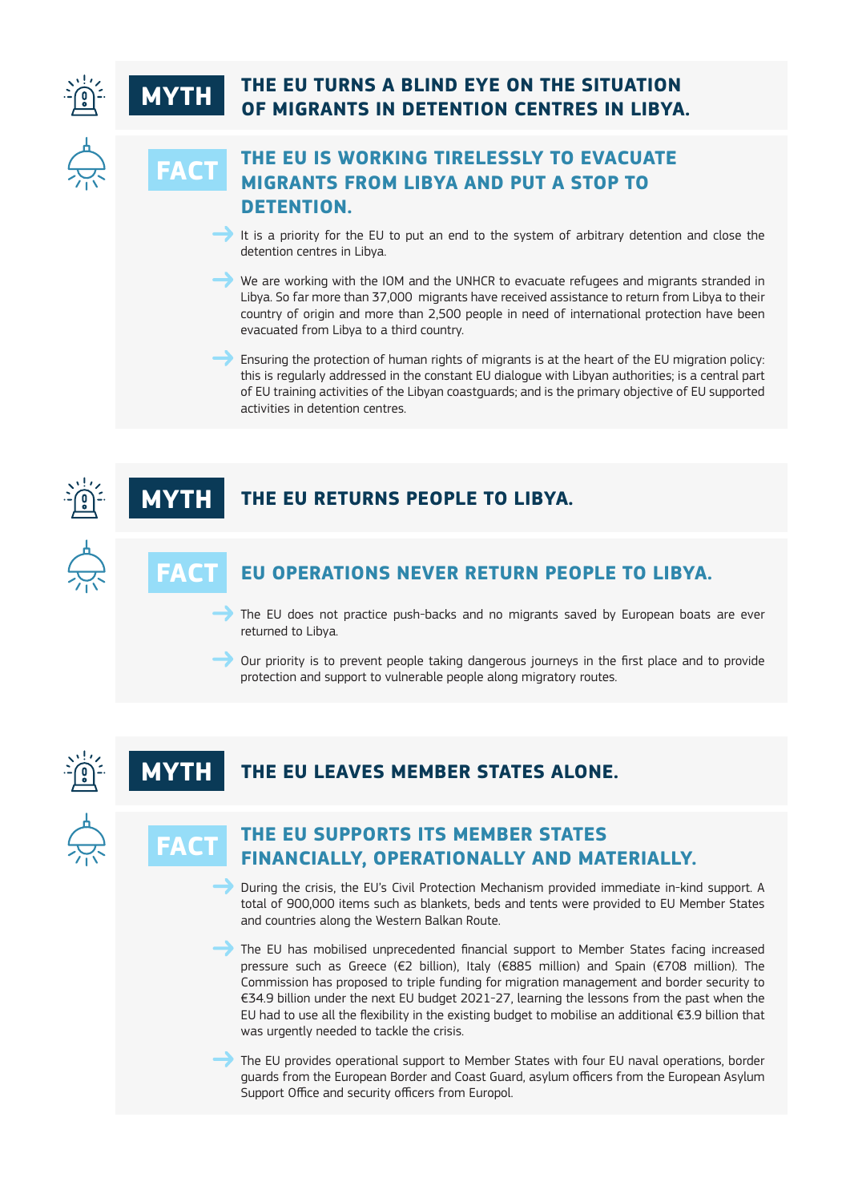## MYTH — THE EU TURNS A BLIND EYE ON THE SITUATION OF MIGRANTS IN DETENTION CENTRES IN LIBYA.

### FACT — THE EU IS WORKING TIRELESSLY TO EVACUATE MIGRANTS FROM LIBYA AND PUT A STOP TO DETENTION.

- It is a priority for the EU to put an end to the system of arbitrary detention and close the detention centres in Libya.
- We are working with the IOM and the UNHCR to evacuate refugees and migrants stranded in Libya. So far more than 37,000 migrants have received assistance to return from Libya to their country of origin and more than 2,500 people in need of international protection have been evacuated from Libya to a third country.
- Ensuring the protection of human rights of migrants is at the heart of the EU migration policy: this is regularly addressed in the constant EU dialogue with Libyan authorities; is a central part of EU training activities of the Libyan coastguards; and is the primary objective of EU supported activities in detention centres.

## MYTH — THE EU RETURNS PEOPLE TO LIBYA.

### FACT — EU OPERATIONS NEVER RETURN PEOPLE TO LIBYA.

- The EU does not practice push-backs and no migrants saved by European boats are ever returned to Libya.
- Our priority is to prevent people taking dangerous journeys in the first place and to provide protection and support to vulnerable people along migratory routes.

## MYTH — THE EU LEAVES MEMBER STATES ALONE.

### FACT — THE EU SUPPORTS ITS MEMBER STATES FINANCIALLY, OPERATIONALLY AND MATERIALLY.

- During the crisis, the EU's Civil Protection Mechanism provided immediate in-kind support. A total of 900,000 items such as blankets, beds and tents were provided to EU Member States and countries along the Western Balkan Route.
- The EU has mobilised unprecedented financial support to Member States facing increased pressure such as Greece (€2 billion), Italy (€885 million) and Spain (€708 million). The Commission has proposed to triple funding for migration management and border security to €34.9 billion under the next EU budget 2021-27, learning the lessons from the past when the EU had to use all the flexibility in the existing budget to mobilise an additional €3.9 billion that was urgently needed to tackle the crisis.
- The EU provides operational support to Member States with four EU naval operations, border guards from the European Border and Coast Guard, asylum officers from the European Asylum Support Office and security officers from Europol.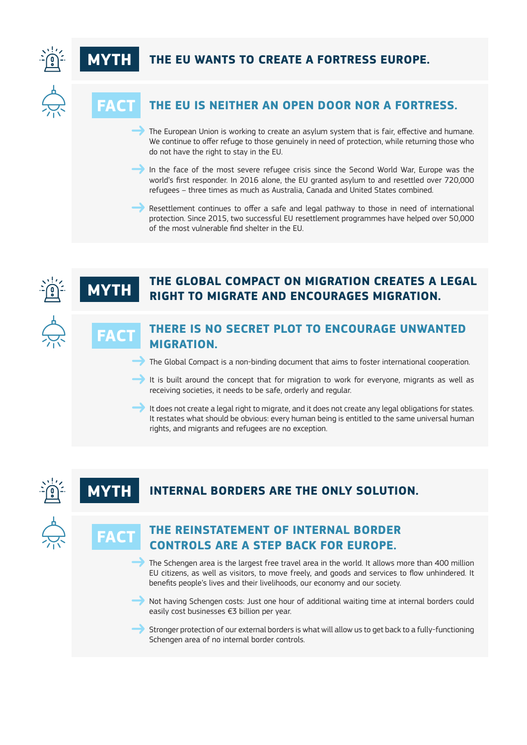## MYTH THE EU WANTS TO CREATE A FORTRESS EUROPE.

### FACT THE EU IS NEITHER AN OPEN DOOR NOR A FORTRESS.

- The European Union is working to create an asylum system that is fair, effective and humane. We continue to offer refuge to those genuinely in need of protection, while returning those who do not have the right to stay in the EU.
- In the face of the most severe refugee crisis since the Second World War, Europe was the world's first responder. In 2016 alone, the EU granted asylum to and resettled over 720,000 refugees – three times as much as Australia, Canada and United States combined.
- Resettlement continues to offer a safe and legal pathway to those in need of international protection. Since 2015, two successful EU resettlement programmes have helped over 50,000 of the most vulnerable find shelter in the EU.

## MYTH THE GLOBAL COMPACT ON MIGRATION CREATES A LEGAL RIGHT TO MIGRATE AND ENCOURAGES MIGRATION.

### FACT THERE IS NO SECRET PLOT TO ENCOURAGE UNWANTED MIGRATION.

- The Global Compact is a non-binding document that aims to foster international cooperation.
- It is built around the concept that for migration to work for everyone, migrants as well as receiving societies, it needs to be safe, orderly and regular.
- It does not create a legal right to migrate, and it does not create any legal obligations for states. It restates what should be obvious: every human being is entitled to the same universal human rights, and migrants and refugees are no exception.

## MYTH INTERNAL BORDERS ARE THE ONLY SOLUTION.

### FACT THE REINSTATEMENT OF INTERNAL BORDER CONTROLS ARE A STEP BACK FOR EUROPE.

- The Schengen area is the largest free travel area in the world. It allows more than 400 million EU citizens, as well as visitors, to move freely, and goods and services to flow unhindered. It benefits people's lives and their livelihoods, our economy and our society.
- Not having Schengen costs: Just one hour of additional waiting time at internal borders could easily cost businesses €3 billion per year.
- Stronger protection of our external borders is what will allow us to get back to a fully-functioning Schengen area of no internal border controls.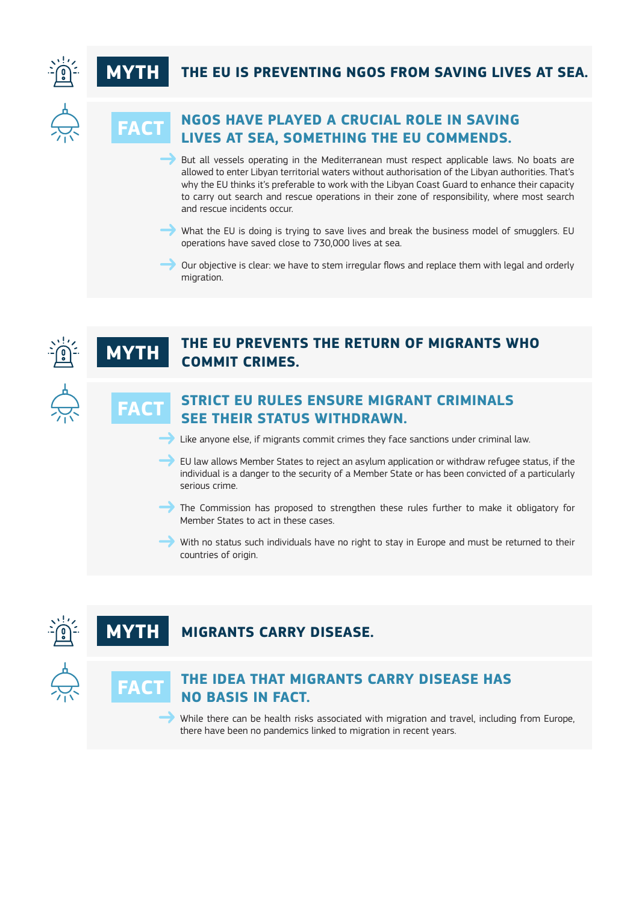## MYTH: THE EU IS PREVENTING NGOS FROM SAVING LIVES AT SEA.

### FACT: NGOS HAVE PLAYED A CRUCIAL ROLE IN SAVING LIVES AT SEA, SOMETHING THE EU COMMENDS.

- But all vessels operating in the Mediterranean must respect applicable laws. No boats are allowed to enter Libyan territorial waters without authorisation of the Libyan authorities. That's why the EU thinks it's preferable to work with the Libyan Coast Guard to enhance their capacity to carry out search and rescue operations in their zone of responsibility, where most search and rescue incidents occur.
- What the EU is doing is trying to save lives and break the business model of smugglers. EU operations have saved close to 730,000 lives at sea.
- Our objective is clear: we have to stem irregular flows and replace them with legal and orderly migration.

## MYTH: THE EU PREVENTS THE RETURN OF MIGRANTS WHO COMMIT CRIMES.

### FACT: STRICT EU RULES ENSURE MIGRANT CRIMINALS SEE THEIR STATUS WITHDRAWN.

- Like anyone else, if migrants commit crimes they face sanctions under criminal law.
- EU law allows Member States to reject an asylum application or withdraw refugee status, if the individual is a danger to the security of a Member State or has been convicted of a particularly serious crime.
- The Commission has proposed to strengthen these rules further to make it obligatory for Member States to act in these cases.
- With no status such individuals have no right to stay in Europe and must be returned to their countries of origin.

## MYTH: MIGRANTS CARRY DISEASE.

### FACT: THE IDEA THAT MIGRANTS CARRY DISEASE HAS NO BASIS IN FACT.

- While there can be health risks associated with migration and travel, including from Europe, there have been no pandemics linked to migration in recent years.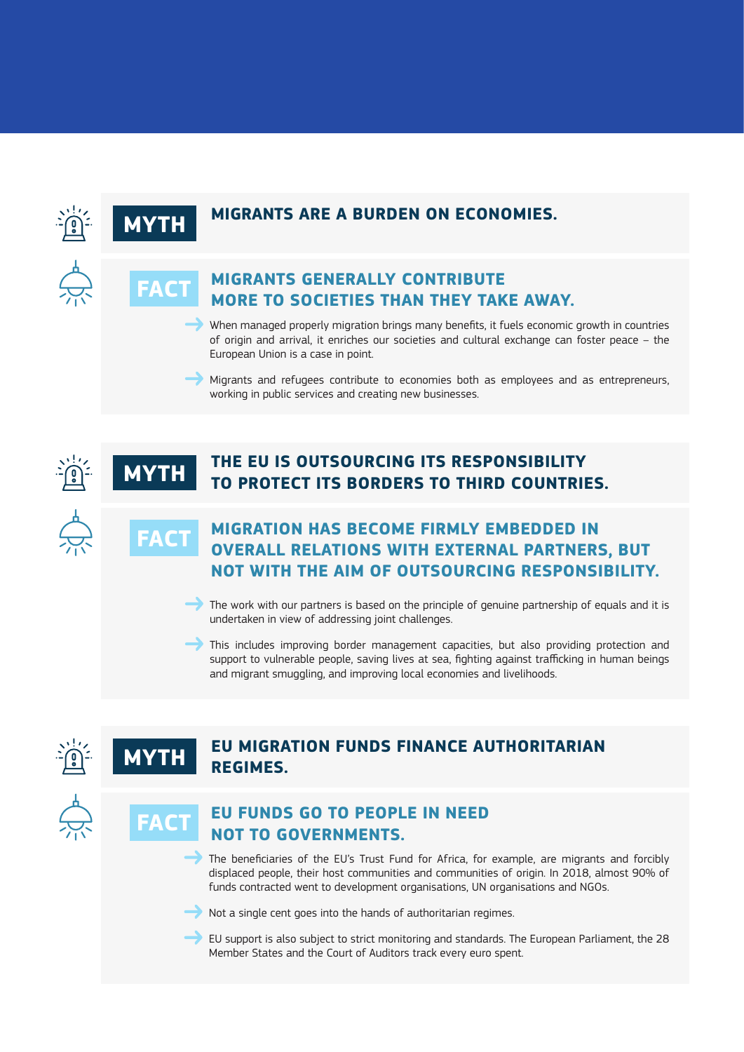## MYTH: MIGRANTS ARE A BURDEN ON ECONOMIES.

### FACT: MIGRANTS GENERALLY CONTRIBUTE MORE TO SOCIETIES THAN THEY TAKE AWAY.

- When managed properly migration brings many benefits, it fuels economic growth in countries of origin and arrival, it enriches our societies and cultural exchange can foster peace – the European Union is a case in point.
- Migrants and refugees contribute to economies both as employees and as entrepreneurs, working in public services and creating new businesses.

## MYTH: THE EU IS OUTSOURCING ITS RESPONSIBILITY TO PROTECT ITS BORDERS TO THIRD COUNTRIES.

### FACT: MIGRATION HAS BECOME FIRMLY EMBEDDED IN OVERALL RELATIONS WITH EXTERNAL PARTNERS, BUT NOT WITH THE AIM OF OUTSOURCING RESPONSIBILITY.

- The work with our partners is based on the principle of genuine partnership of equals and it is undertaken in view of addressing joint challenges.
- This includes improving border management capacities, but also providing protection and support to vulnerable people, saving lives at sea, fighting against trafficking in human beings and migrant smuggling, and improving local economies and livelihoods.

## MYTH: EU MIGRATION FUNDS FINANCE AUTHORITARIAN REGIMES.

### FACT: EU FUNDS GO TO PEOPLE IN NEED NOT TO GOVERNMENTS.

- The beneficiaries of the EU's Trust Fund for Africa, for example, are migrants and forcibly displaced people, their host communities and communities of origin. In 2018, almost 90% of funds contracted went to development organisations, UN organisations and NGOs.
- Not a single cent goes into the hands of authoritarian regimes.
- EU support is also subject to strict monitoring and standards. The European Parliament, the 28 Member States and the Court of Auditors track every euro spent.